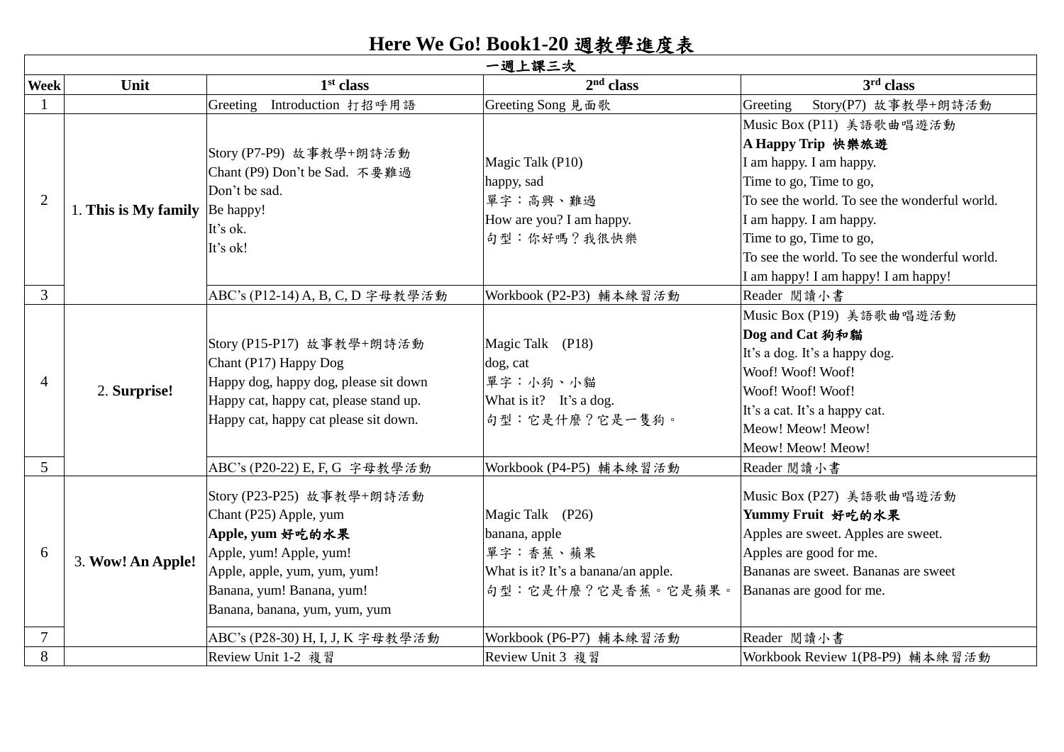# Here We Go! Book1-20 週教學進度表

| 一週上課三次 | | | | |
|---|---|---|---|---|
| **Week** | **Unit** | **1st class** | **2nd class** | **3rd class** |
| 1 | | Greeting Introduction 打招呼用語 | Greeting Song 見面歌 | Greeting Story(P7) 故事教學+朗詩活動 |
| 2 | 1. **This is My family** | Story (P7-P9) 故事教學+朗詩活動<br>Chant (P9) Don't be Sad. 不要難過<br>Don't be sad.<br>Be happy!<br>It's ok.<br>It's ok! | Magic Talk (P10)<br>happy, sad<br>單字：高興、難過<br>How are you? I am happy.<br>句型：你好嗎？我很快樂 | Music Box (P11) 美語歌曲唱遊活動<br>**A Happy Trip 快樂旅遊**<br>I am happy. I am happy.<br>Time to go, Time to go,<br>To see the world. To see the wonderful world.<br>I am happy. I am happy.<br>Time to go, Time to go,<br>To see the world. To see the wonderful world.<br>I am happy! I am happy! I am happy! |
| 3 | | ABC's (P12-14) A, B, C, D 字母教學活動 | Workbook (P2-P3) 輔本練習活動 | Reader 閱讀小書 |
| 4 | 2. **Surprise!** | Story (P15-P17) 故事教學+朗詩活動<br>Chant (P17) Happy Dog<br>Happy dog, happy dog, please sit down<br>Happy cat, happy cat, please stand up.<br>Happy cat, happy cat please sit down. | Magic Talk (P18)<br>dog, cat<br>單字：小狗、小貓<br>What is it? It's a dog.<br>句型：它是什麼？它是一隻狗。 | Music Box (P19) 美語歌曲唱遊活動<br>**Dog and Cat 狗和貓**<br>It's a dog. It's a happy dog.<br>Woof! Woof! Woof!<br>Woof! Woof! Woof!<br>It's a cat. It's a happy cat.<br>Meow! Meow! Meow!<br>Meow! Meow! Meow! |
| 5 | | ABC's (P20-22) E, F, G 字母教學活動 | Workbook (P4-P5) 輔本練習活動 | Reader 閱讀小書 |
| 6 | 3. **Wow! An Apple!** | Story (P23-P25) 故事教學+朗詩活動<br>Chant (P25) Apple, yum<br>**Apple, yum 好吃的水果**<br>Apple, yum! Apple, yum!<br>Apple, apple, yum, yum, yum!<br>Banana, yum! Banana, yum!<br>Banana, banana, yum, yum, yum | Magic Talk (P26)<br>banana, apple<br>單字：香蕉、蘋果<br>What is it? It's a banana/an apple.<br>句型：它是什麼？它是香蕉。它是蘋果。 | Music Box (P27) 美語歌曲唱遊活動<br>**Yummy Fruit 好吃的水果**<br>Apples are sweet. Apples are sweet.<br>Apples are good for me.<br>Bananas are sweet. Bananas are sweet<br>Bananas are good for me. |
| 7 | | ABC's (P28-30) H, I, J, K 字母教學活動 | Workbook (P6-P7) 輔本練習活動 | Reader 閱讀小書 |
| 8 | | Review Unit 1-2 複習 | Review Unit 3 複習 | Workbook Review 1(P8-P9) 輔本練習活動 |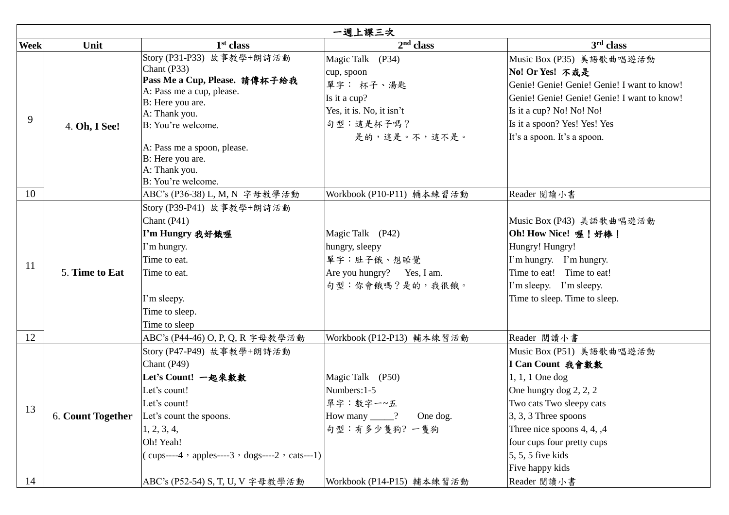| 一週上課三次 | | | | |
|---|---|---|---|---|
| **Week** | **Unit** | **1st class** | **2nd class** | **3rd class** |
| 9 | 4. **Oh, I See!** | Story (P31-P33) 故事教學+朗詩活動<br>Chant (P33)<br>**Pass Me a Cup, Please. 請傳杯子給我**<br>A: Pass me a cup, please.<br>B: Here you are.<br>A: Thank you.<br>B: You're welcome.<br><br>A: Pass me a spoon, please.<br>B: Here you are.<br>A: Thank you.<br>B: You're welcome. | Magic Talk (P34)<br>cup, spoon<br>單字： 杯子、湯匙<br>Is it a cup?<br>Yes, it is. No, it isn't<br>句型：這是杯子嗎？<br>是的，這是。不，這不是。 | Music Box (P35) 美語歌曲唱遊活動<br>**No! Or Yes! 不或是**<br>Genie! Genie! Genie! Genie! I want to know!<br>Genie! Genie! Genie! Genie! I want to know!<br>Is it a cup? No! No! No!<br>Is it a spoon? Yes! Yes! Yes<br>It's a spoon. It's a spoon. |
| 10 | | ABC's (P36-38) L, M, N 字母教學活動 | Workbook (P10-P11) 輔本練習活動 | Reader 閱讀小書 |
| 11 | 5. **Time to Eat** | Story (P39-P41) 故事教學+朗詩活動<br>Chant (P41)<br>**I'm Hungry 我好餓喔**<br>I'm hungry.<br>Time to eat.<br>Time to eat.<br><br>I'm sleepy.<br>Time to sleep.<br>Time to sleep | Magic Talk (P42)<br>hungry, sleepy<br>單字：肚子餓、想睡覺<br>Are you hungry? Yes, I am.<br>句型：你會餓嗎？是的，我很餓。 | Music Box (P43) 美語歌曲唱遊活動<br>**Oh! How Nice! 喔！好棒！**<br>Hungry! Hungry!<br>I'm hungry. I'm hungry.<br>Time to eat! Time to eat!<br>I'm sleepy. I'm sleepy.<br>Time to sleep. Time to sleep. |
| 12 | | ABC's (P44-46) O, P, Q, R 字母教學活動 | Workbook (P12-P13) 輔本練習活動 | Reader 閱讀小書 |
| 13 | 6. **Count Together** | Story (P47-P49) 故事教學+朗詩活動<br>Chant (P49)<br>**Let's Count! 一起來數數**<br>Let's count!<br>Let's count!<br>Let's count the spoons.<br>1, 2, 3, 4,<br>Oh! Yeah!<br>( cups----4，apples----3，dogs----2，cats---1) | Magic Talk (P50)<br>Numbers:1-5<br>單字：數字一~五<br>How many _____? One dog.<br>句型：有多少隻狗? 一隻狗 | Music Box (P51) 美語歌曲唱遊活動<br>**I Can Count 我會數數**<br>1, 1, 1 One dog<br>One hungry dog 2, 2, 2<br>Two cats Two sleepy cats<br>3, 3, 3 Three spoons<br>Three nice spoons 4, 4, ,4<br>four cups four pretty cups<br>5, 5, 5 five kids<br>Five happy kids |
| 14 | | ABC's (P52-54) S, T, U, V 字母教學活動 | Workbook (P14-P15) 輔本練習活動 | Reader 閱讀小書 |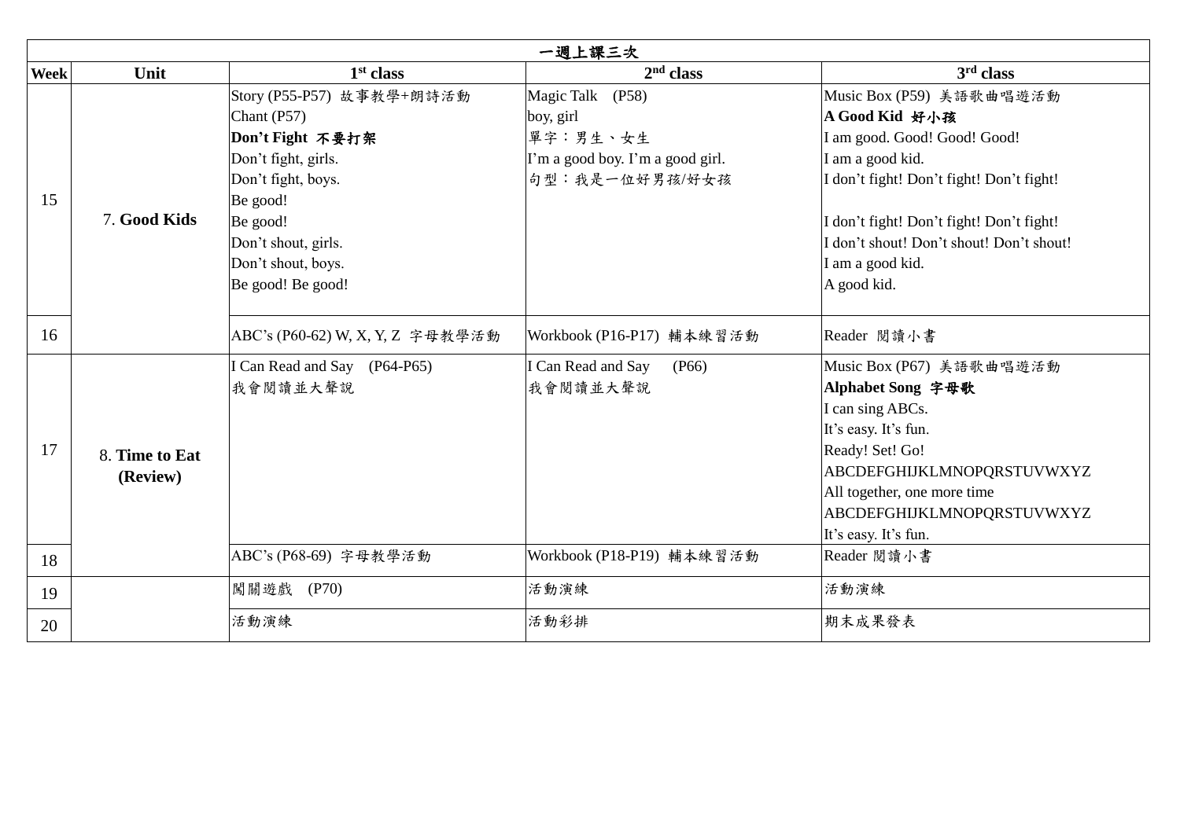| 一週上課三次 | | | | |
|---|---|---|---|---|
| **Week** | **Unit** | **1st class** | **2nd class** | **3rd class** |
| 15 | 7. **Good Kids** | Story (P55-P57) 故事教學+朗詩活動<br>Chant (P57)<br>**Don't Fight 不要打架**<br>Don't fight, girls.<br>Don't fight, boys.<br>Be good!<br>Be good!<br>Don't shout, girls.<br>Don't shout, boys.<br>Be good! Be good! | Magic Talk (P58)<br>boy, girl<br>單字：男生、女生<br>I'm a good boy. I'm a good girl.<br>句型：我是一位好男孩/好女孩 | Music Box (P59) 美語歌曲唱遊活動<br>**A Good Kid 好小孩**<br>I am good. Good! Good! Good!<br>I am a good kid.<br>I don't fight! Don't fight! Don't fight!<br><br>I don't fight! Don't fight! Don't fight!<br>I don't shout! Don't shout! Don't shout!<br>I am a good kid.<br>A good kid. |
| 16 | | ABC's (P60-62) W, X, Y, Z 字母教學活動 | Workbook (P16-P17) 輔本練習活動 | Reader 閱讀小書 |
| 17 | 8. **Time to Eat (Review)** | I Can Read and Say (P64-P65)<br>我會閱讀並大聲說 | I Can Read and Say (P66)<br>我會閱讀並大聲說 | Music Box (P67) 美語歌曲唱遊活動<br>**Alphabet Song 字母歌**<br>I can sing ABCs.<br>It's easy. It's fun.<br>Ready! Set! Go!<br>ABCDEFGHIJKLMNOPQRSTUVWXYZ<br>All together, one more time<br>ABCDEFGHIJKLMNOPQRSTUVWXYZ<br>It's easy. It's fun. |
| 18 | | ABC's (P68-69) 字母教學活動 | Workbook (P18-P19) 輔本練習活動 | Reader 閱讀小書 |
| 19 | | 闖關遊戲 (P70) | 活動演練 | 活動演練 |
| 20 | | 活動演練 | 活動彩排 | 期末成果發表 |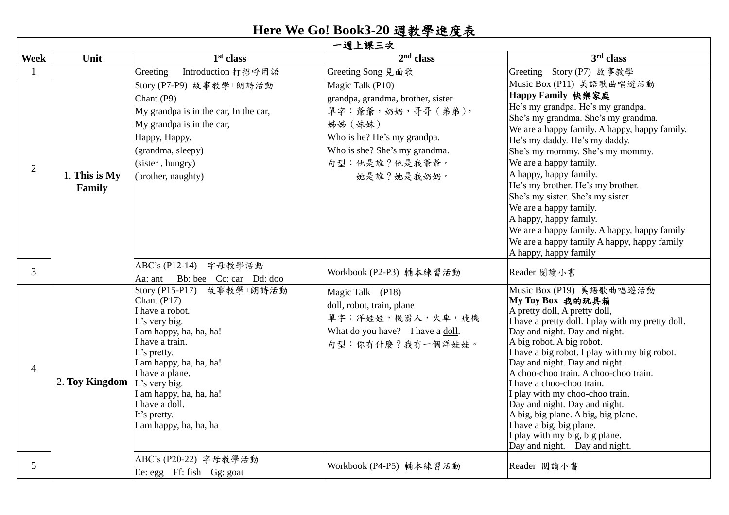# Here We Go! Book3-20 週教學進度表

| 一週上課三次 | | | | |
|---|---|---|---|---|
| **Week** | **Unit** | **1st class** | **2nd class** | **3rd class** |
| 1 | | Greeting　Introduction 打招呼用語 | Greeting Song 見面歌 | Greeting　Story (P7) 故事教學 |
| 2 | 1. **This is My Family** | Story (P7-P9) 故事教學+朗詩活動<br>Chant (P9)<br>My grandpa is in the car, In the car,<br>My grandpa is in the car,<br>Happy, Happy.<br>(grandma, sleepy)<br>(sister , hungry)<br>(brother, naughty) | Magic Talk (P10)<br>grandpa, grandma, brother, sister<br>單字：爺爺，奶奶，哥哥（弟弟），姊姊（妹妹）<br>Who is he? He's my grandpa.<br>Who is she? She's my grandma.<br>句型：他是誰？他是我爺爺。<br>她是誰？她是我奶奶。 | Music Box (P11) 美語歌曲唱遊活動<br>**Happy Family 快樂家庭**<br>He's my grandpa. He's my grandpa.<br>She's my grandma. She's my grandma.<br>We are a happy family. A happy, happy family.<br>He's my daddy. He's my daddy.<br>She's my mommy. She's my mommy.<br>We are a happy family.<br>A happy, happy family.<br>He's my brother. He's my brother.<br>She's my sister. She's my sister.<br>We are a happy family.<br>A happy, happy family.<br>We are a happy family. A happy, happy family<br>We are a happy family A happy, happy family<br>A happy, happy family |
| 3 | | ABC's (P12-14)　字母教學活動<br>Aa: ant　Bb: bee　Cc: car　Dd: doo | Workbook (P2-P3) 輔本練習活動 | Reader 閱讀小書 |
| 4 | 2. **Toy Kingdom** | Story (P15-P17)　故事教學+朗詩活動<br>Chant (P17)<br>I have a robot.<br>It's very big.<br>I am happy, ha, ha, ha!<br>I have a train.<br>It's pretty.<br>I am happy, ha, ha, ha!<br>I have a plane.<br>It's very big.<br>I am happy, ha, ha, ha!<br>I have a doll.<br>It's pretty.<br>I am happy, ha, ha, ha | Magic Talk　(P18)<br>doll, robot, train, plane<br>單字：洋娃娃，機器人，火車，飛機<br>What do you have?　I have a doll.<br>句型：你有什麼？我有一個洋娃娃。 | Music Box (P19) 美語歌曲唱遊活動<br>**My Toy Box 我的玩具箱**<br>A pretty doll, A pretty doll,<br>I have a pretty doll. I play with my pretty doll.<br>Day and night. Day and night.<br>A big robot. A big robot.<br>I have a big robot. I play with my big robot.<br>Day and night. Day and night.<br>A choo-choo train. A choo-choo train.<br>I have a choo-choo train.<br>I play with my choo-choo train.<br>Day and night. Day and night.<br>A big, big plane. A big, big plane.<br>I have a big, big plane.<br>I play with my big, big plane.<br>Day and night.　Day and night. |
| 5 | | ABC's (P20-22) 字母教學活動<br>Ee: egg　Ff: fish　Gg: goat | Workbook (P4-P5) 輔本練習活動 | Reader 閱讀小書 |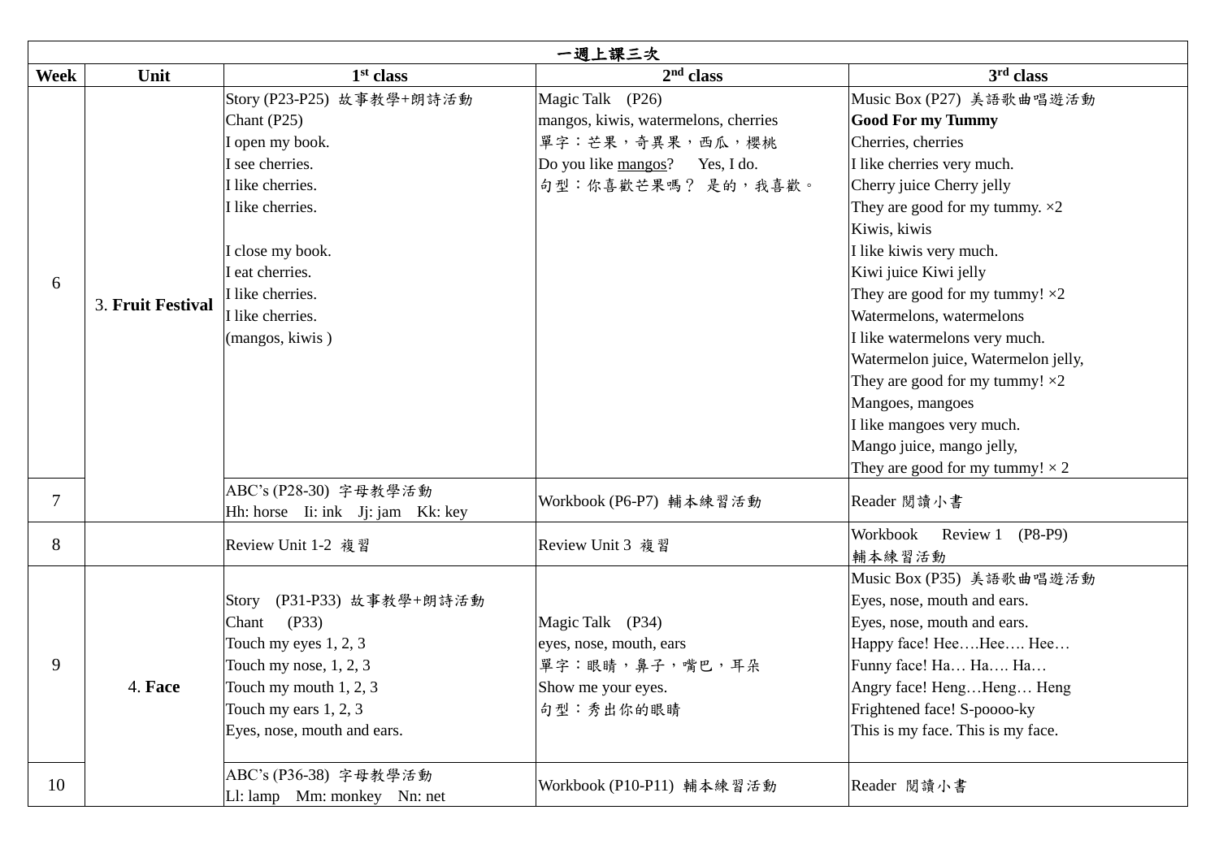| 一週上課三次 | | | | |
|---|---|---|---|---|
| **Week** | **Unit** | **1st class** | **2nd class** | **3rd class** |
| 6 | 3. **Fruit Festival** | Story (P23-P25) 故事教學+朗詩活動<br>Chant (P25)<br>I open my book.<br>I see cherries.<br>I like cherries.<br>I like cherries.<br><br>I close my book.<br>I eat cherries.<br>I like cherries.<br>I like cherries.<br>(mangos, kiwis ) | Magic Talk (P26)<br>mangos, kiwis, watermelons, cherries<br>單字：芒果，奇異果，西瓜，櫻桃<br>Do you like mangos? Yes, I do.<br>句型：你喜歡芒果嗎？ 是的，我喜歡。 | Music Box (P27) 美語歌曲唱遊活動<br>**Good For my Tummy**<br>Cherries, cherries<br>I like cherries very much.<br>Cherry juice Cherry jelly<br>They are good for my tummy. ×2<br>Kiwis, kiwis<br>I like kiwis very much.<br>Kiwi juice Kiwi jelly<br>They are good for my tummy! ×2<br>Watermelons, watermelons<br>I like watermelons very much.<br>Watermelon juice, Watermelon jelly,<br>They are good for my tummy! ×2<br>Mangoes, mangoes<br>I like mangoes very much.<br>Mango juice, mango jelly,<br>They are good for my tummy! × 2 |
| 7 | | ABC's (P28-30) 字母教學活動<br>Hh: horse Ii: ink Jj: jam Kk: key | Workbook (P6-P7) 輔本練習活動 | Reader 閱讀小書 |
| 8 | | Review Unit 1-2 複習 | Review Unit 3 複習 | Workbook Review 1 (P8-P9)<br>輔本練習活動 |
| 9 | 4. **Face** | Story (P31-P33) 故事教學+朗詩活動<br>Chant (P33)<br>Touch my eyes 1, 2, 3<br>Touch my nose, 1, 2, 3<br>Touch my mouth 1, 2, 3<br>Touch my ears 1, 2, 3<br>Eyes, nose, mouth and ears. | Magic Talk (P34)<br>eyes, nose, mouth, ears<br>單字：眼睛，鼻子，嘴巴，耳朵<br>Show me your eyes.<br>句型：秀出你的眼睛 | Music Box (P35) 美語歌曲唱遊活動<br>Eyes, nose, mouth and ears.<br>Eyes, nose, mouth and ears.<br>Happy face! Hee….Hee…. Hee…<br>Funny face! Ha… Ha…. Ha…<br>Angry face! Heng…Heng… Heng<br>Frightened face! S-poooo-ky<br>This is my face. This is my face. |
| 10 | | ABC's (P36-38) 字母教學活動<br>Ll: lamp Mm: monkey Nn: net | Workbook (P10-P11) 輔本練習活動 | Reader 閱讀小書 |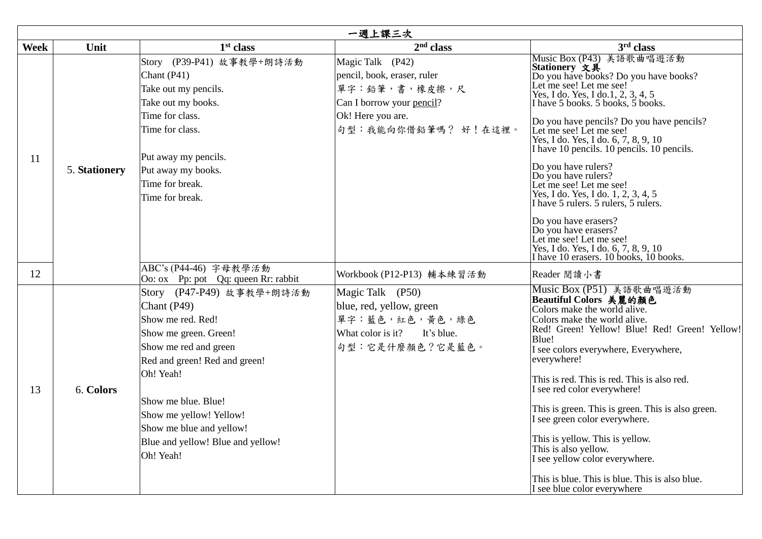| 一週上課三次 | | | | |
|---|---|---|---|---|
| **Week** | **Unit** | **1st class** | **2nd class** | **3rd class** |
| 11 | 5. **Stationery** | Story (P39-P41) 故事教學+朗詩活動<br>Chant (P41)<br>Take out my pencils.<br>Take out my books.<br>Time for class.<br>Time for class.<br><br>Put away my pencils.<br>Put away my books.<br>Time for break.<br>Time for break. | Magic Talk (P42)<br>pencil, book, eraser, ruler<br>單字：鉛筆，書，橡皮擦，尺<br>Can I borrow your pencil?<br>Ok! Here you are.<br>句型：我能向你借鉛筆嗎？ 好！在這裡。 | Music Box (P43) 美語歌曲唱遊活動<br>**Stationery 文具**<br>Do you have books? Do you have books?<br>Let me see! Let me see!<br>Yes, I do. Yes, I do.1, 2, 3, 4, 5<br>I have 5 books. 5 books, 5 books.<br><br>Do you have pencils? Do you have pencils?<br>Let me see! Let me see!<br>Yes, I do. Yes, I do. 6, 7, 8, 9, 10<br>I have 10 pencils. 10 pencils. 10 pencils.<br><br>Do you have rulers?<br>Do you have rulers?<br>Let me see! Let me see!<br>Yes, I do. Yes, I do. 1, 2, 3, 4, 5<br>I have 5 rulers. 5 rulers, 5 rulers.<br><br>Do you have erasers?<br>Do you have erasers?<br>Let me see! Let me see!<br>Yes, I do. Yes, I do. 6, 7, 8, 9, 10<br>I have 10 erasers. 10 books, 10 books. |
| 12 | | ABC's (P44-46) 字母教學活動<br>Oo: ox Pp: pot Qq: queen Rr: rabbit | Workbook (P12-P13) 輔本練習活動 | Reader 閱讀小書 |
| 13 | 6. **Colors** | Story (P47-P49) 故事教學+朗詩活動<br>Chant (P49)<br>Show me red. Red!<br>Show me green. Green!<br>Show me red and green<br>Red and green! Red and green!<br>Oh! Yeah!<br><br>Show me blue. Blue!<br>Show me yellow! Yellow!<br>Show me blue and yellow!<br>Blue and yellow! Blue and yellow!<br>Oh! Yeah! | Magic Talk (P50)<br>blue, red, yellow, green<br>單字：藍色，紅色，黃色，綠色<br>What color is it? It's blue.<br>句型：它是什麼顏色？它是藍色。 | Music Box (P51) 美語歌曲唱遊活動<br>**Beautiful Colors 美麗的顏色**<br>Colors make the world alive.<br>Colors make the world alive.<br>Red! Green! Yellow! Blue! Red! Green! Yellow! Blue!<br>I see colors everywhere, Everywhere, everywhere!<br><br>This is red. This is red. This is also red.<br>I see red color everywhere!<br><br>This is green. This is green. This is also green.<br>I see green color everywhere.<br><br>This is yellow. This is yellow.<br>This is also yellow.<br>I see yellow color everywhere.<br><br>This is blue. This is blue. This is also blue.<br>I see blue color everywhere |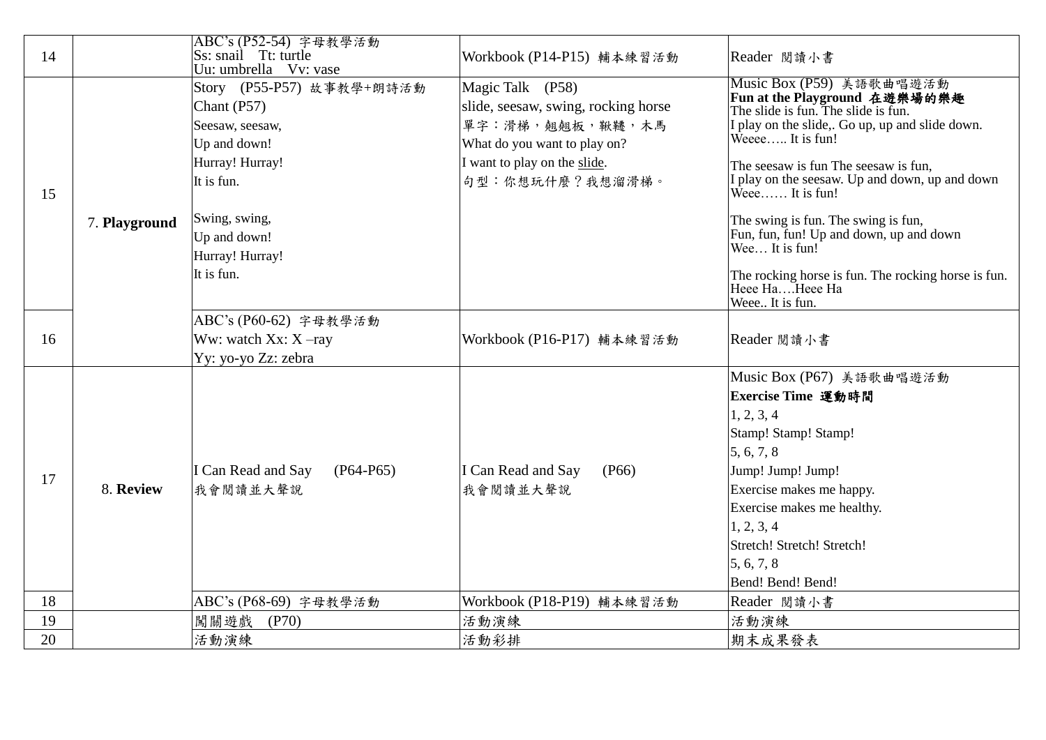| 14 | | ABC's (P52-54) 字母教學活動<br>Ss: snail　Tt: turtle<br>Uu: umbrella　Vv: vase | Workbook (P14-P15) 輔本練習活動 | Reader 閱讀小書 |
|---|---|---|---|---|
| 15 | 7. **Playground** | Story　(P55-P57) 故事教學+朗詩活動<br>Chant (P57)<br>Seesaw, seesaw,<br>Up and down!<br>Hurray! Hurray!<br>It is fun.<br><br>Swing, swing,<br>Up and down!<br>Hurray! Hurray!<br>It is fun. | Magic Talk　(P58)<br>slide, seesaw, swing, rocking horse<br>單字：滑梯，翹翹板，鞦韆，木馬<br>What do you want to play on?<br>I want to play on the slide.<br>句型：你想玩什麼？我想溜滑梯。 | Music Box (P59) 美語歌曲唱遊活動<br>**Fun at the Playground 在遊樂場的樂趣**<br>The slide is fun. The slide is fun.<br>I play on the slide,. Go up, up and slide down.<br>Weeee….. It is fun!<br><br>The seesaw is fun The seesaw is fun,<br>I play on the seesaw. Up and down, up and down<br>Weee…… It is fun!<br><br>The swing is fun. The swing is fun,<br>Fun, fun, fun! Up and down, up and down<br>Wee… It is fun!<br><br>The rocking horse is fun. The rocking horse is fun.<br>Heee Ha….Heee Ha<br>Weee.. It is fun. |
| 16 | | ABC's (P60-62) 字母教學活動<br>Ww: watch Xx: X –ray<br>Yy: yo-yo Zz: zebra | Workbook (P16-P17) 輔本練習活動 | Reader 閱讀小書 |
| 17 | 8. **Review** | I Can Read and Say　(P64-P65)<br>我會閱讀並大聲說 | I Can Read and Say　(P66)<br>我會閱讀並大聲說 | Music Box (P67) 美語歌曲唱遊活動<br>**Exercise Time 運動時間**<br>1, 2, 3, 4<br>Stamp! Stamp! Stamp!<br>5, 6, 7, 8<br>Jump! Jump! Jump!<br>Exercise makes me happy.<br>Exercise makes me healthy.<br>1, 2, 3, 4<br>Stretch! Stretch! Stretch!<br>5, 6, 7, 8<br>Bend! Bend! Bend! |
| 18 | | ABC's (P68-69) 字母教學活動 | Workbook (P18-P19) 輔本練習活動 | Reader 閱讀小書 |
| 19 | | 闖關遊戲　(P70) | 活動演練 | 活動演練 |
| 20 | | 活動演練 | 活動彩排 | 期末成果發表 |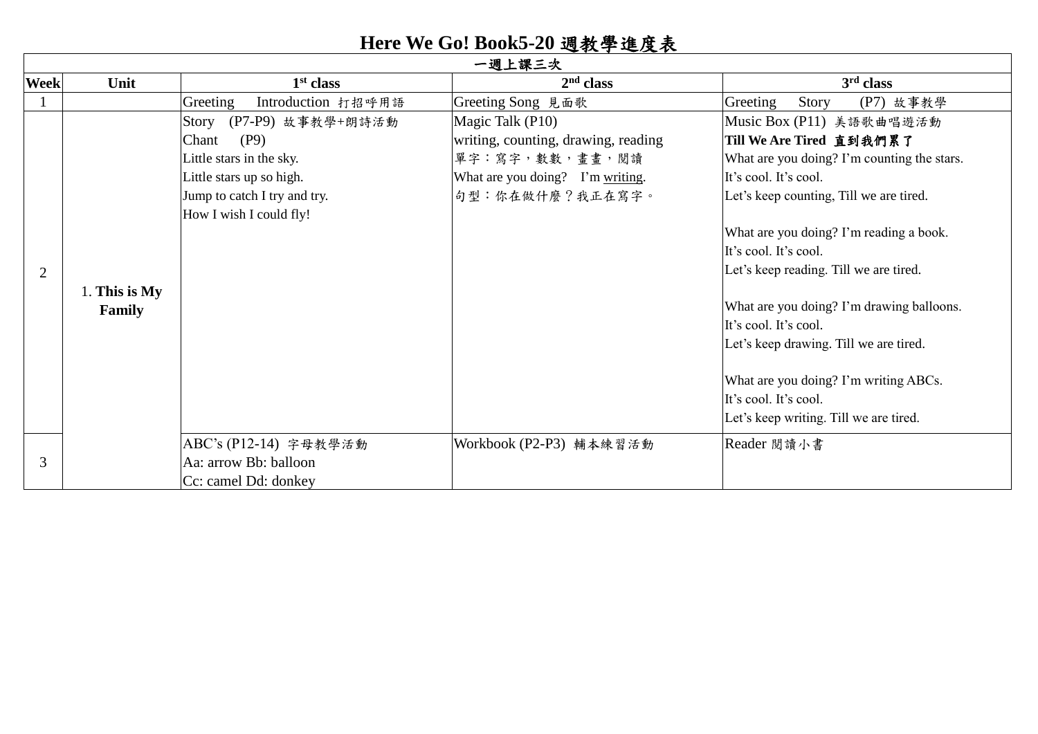# Here We Go! Book5-20 週教學進度表

| 一週上課三次 | | | | |
|---|---|---|---|---|
| **Week** | **Unit** | **1st class** | **2nd class** | **3rd class** |
| 1 | | Greeting　Introduction 打招呼用語 | Greeting Song 見面歌 | Greeting　Story　(P7) 故事教學 |
| 2 | 1. **This is My Family** | Story　(P7-P9) 故事教學+朗詩活動<br>Chant　(P9)<br>Little stars in the sky.<br>Little stars up so high.<br>Jump to catch I try and try.<br>How I wish I could fly! | Magic Talk (P10)<br>writing, counting, drawing, reading<br>單字：寫字，數數，畫畫，閱讀<br>What are you doing?　I'm <u>writing</u>.<br>句型：你在做什麼？我正在寫字。 | Music Box (P11) 美語歌曲唱遊活動<br>**Till We Are Tired 直到我們累了**<br>What are you doing? I'm counting the stars.<br>It's cool. It's cool.<br>Let's keep counting, Till we are tired.<br><br>What are you doing? I'm reading a book.<br>It's cool. It's cool.<br>Let's keep reading. Till we are tired.<br><br>What are you doing? I'm drawing balloons.<br>It's cool. It's cool.<br>Let's keep drawing. Till we are tired.<br><br>What are you doing? I'm writing ABCs.<br>It's cool. It's cool.<br>Let's keep writing. Till we are tired. |
| 3 | | ABC's (P12-14) 字母教學活動<br>Aa: arrow Bb: balloon<br>Cc: camel Dd: donkey | Workbook (P2-P3) 輔本練習活動 | Reader 閱讀小書 |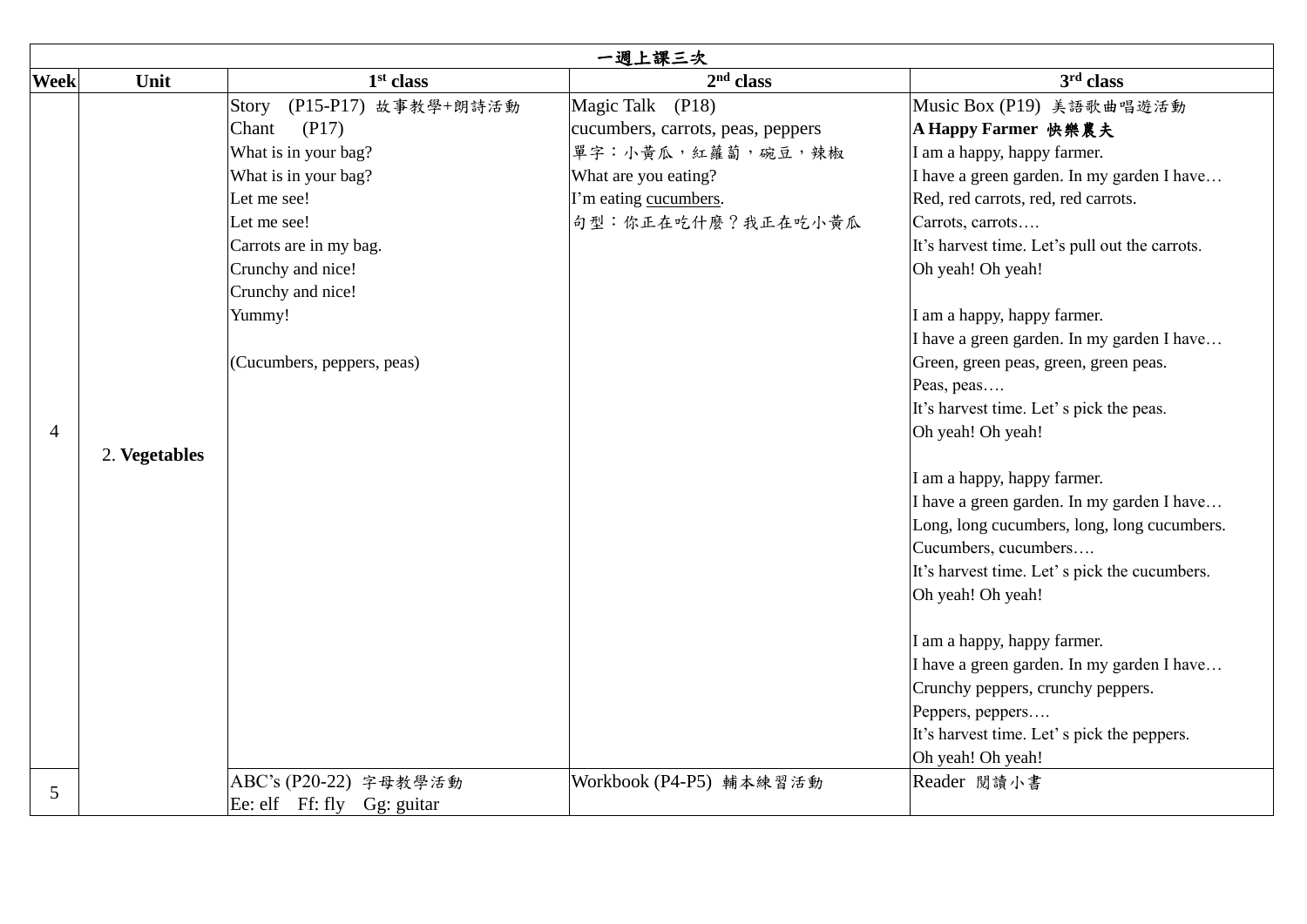| 一週上課三次 | | | | |
|---|---|---|---|---|
| **Week** | **Unit** | **1st class** | **2nd class** | **3rd class** |
| 4 | 2. **Vegetables** | Story (P15-P17) 故事教學+朗詩活動<br>Chant (P17)<br>What is in your bag?<br>What is in your bag?<br>Let me see!<br>Let me see!<br>Carrots are in my bag.<br>Crunchy and nice!<br>Crunchy and nice!<br>Yummy!<br><br>(Cucumbers, peppers, peas) | Magic Talk (P18)<br>cucumbers, carrots, peas, peppers<br>單字：小黃瓜，紅蘿蔔，碗豆，辣椒<br>What are you eating?<br>I'm eating <u>cucumbers</u>.<br>句型：你正在吃什麼？我正在吃小黃瓜 | Music Box (P19) 美語歌曲唱遊活動<br>**A Happy Farmer 快樂農夫**<br>I am a happy, happy farmer.<br>I have a green garden. In my garden I have…<br>Red, red carrots, red, red carrots.<br>Carrots, carrots….<br>It's harvest time. Let's pull out the carrots.<br>Oh yeah! Oh yeah!<br><br>I am a happy, happy farmer.<br>I have a green garden. In my garden I have…<br>Green, green peas, green, green peas.<br>Peas, peas….<br>It's harvest time. Let' s pick the peas.<br>Oh yeah! Oh yeah!<br><br>I am a happy, happy farmer.<br>I have a green garden. In my garden I have…<br>Long, long cucumbers, long, long cucumbers.<br>Cucumbers, cucumbers….<br>It's harvest time. Let' s pick the cucumbers.<br>Oh yeah! Oh yeah!<br><br>I am a happy, happy farmer.<br>I have a green garden. In my garden I have…<br>Crunchy peppers, crunchy peppers.<br>Peppers, peppers….<br>It's harvest time. Let' s pick the peppers.<br>Oh yeah! Oh yeah! |
| 5 | | ABC's (P20-22) 字母教學活動<br>Ee: elf Ff: fly Gg: guitar | Workbook (P4-P5) 輔本練習活動 | Reader 閱讀小書 |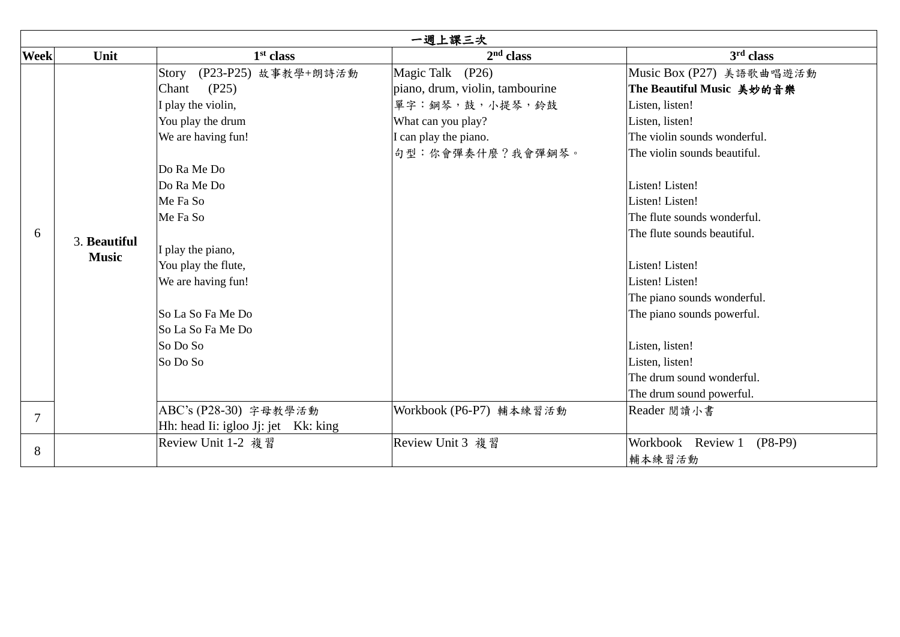| 一週上課三次 | | | | |
|---|---|---|---|---|
| **Week** | **Unit** | **1st class** | **2nd class** | **3rd class** |
| 6 | 3. **Beautiful Music** | Story (P23-P25) 故事教學+朗詩活動<br>Chant (P25)<br>I play the violin,<br>You play the drum<br>We are having fun!<br><br>Do Ra Me Do<br>Do Ra Me Do<br>Me Fa So<br>Me Fa So<br><br>I play the piano,<br>You play the flute,<br>We are having fun!<br><br>So La So Fa Me Do<br>So La So Fa Me Do<br>So Do So<br>So Do So | Magic Talk (P26)<br>piano, drum, violin, tambourine<br>單字：鋼琴，鼓，小提琴，鈴鼓<br>What can you play?<br>I can play the piano.<br>句型：你會彈奏什麼？我會彈鋼琴。 | Music Box (P27) 美語歌曲唱遊活動<br>**The Beautiful Music 美妙的音樂**<br>Listen, listen!<br>Listen, listen!<br>The violin sounds wonderful.<br>The violin sounds beautiful.<br><br>Listen! Listen!<br>Listen! Listen!<br>The flute sounds wonderful.<br>The flute sounds beautiful.<br><br>Listen! Listen!<br>Listen! Listen!<br>The piano sounds wonderful.<br>The piano sounds powerful.<br><br>Listen, listen!<br>Listen, listen!<br>The drum sound wonderful.<br>The drum sound powerful. |
| 7 | | ABC's (P28-30) 字母教學活動<br>Hh: head Ii: igloo Jj: jet Kk: king | Workbook (P6-P7) 輔本練習活動 | Reader 閱讀小書 |
| 8 | | Review Unit 1-2 複習 | Review Unit 3 複習 | Workbook Review 1 (P8-P9)<br>輔本練習活動 |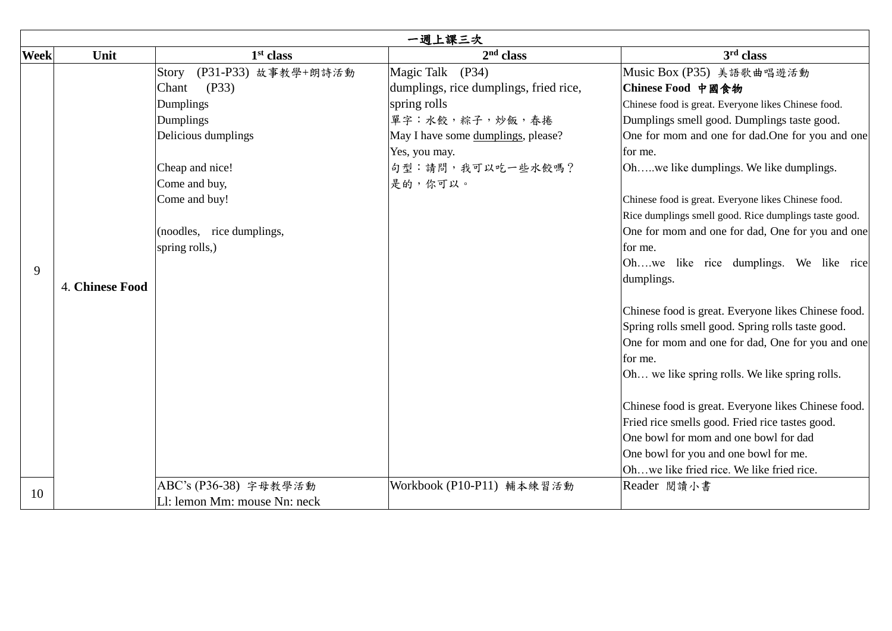| 一週上課三次 | | | | |
|---|---|---|---|---|
| **Week** | **Unit** | **1st class** | **2nd class** | **3rd class** |
| 9 | 4. **Chinese Food** | Story (P31-P33) 故事教學+朗詩活動<br>Chant (P33)<br>Dumplings<br>Dumplings<br>Delicious dumplings<br><br>Cheap and nice!<br>Come and buy,<br>Come and buy!<br><br>(noodles, rice dumplings,<br>spring rolls,) | Magic Talk (P34)<br>dumplings, rice dumplings, fried rice,<br>spring rolls<br>單字：水餃，粽子，炒飯，春捲<br>May I have some dumplings, please?<br>Yes, you may.<br>句型：請問，我可以吃一些水餃嗎？<br>是的，你可以。 | Music Box (P35) 美語歌曲唱遊活動<br>**Chinese Food 中國食物**<br>Chinese food is great. Everyone likes Chinese food.<br>Dumplings smell good. Dumplings taste good.<br>One for mom and one for dad.One for you and one for me.<br>Oh…..we like dumplings. We like dumplings.<br><br>Chinese food is great. Everyone likes Chinese food.<br>Rice dumplings smell good. Rice dumplings taste good.<br>One for mom and one for dad, One for you and one for me.<br>Oh….we like rice dumplings. We like rice dumplings.<br><br>Chinese food is great. Everyone likes Chinese food.<br>Spring rolls smell good. Spring rolls taste good.<br>One for mom and one for dad, One for you and one for me.<br>Oh… we like spring rolls. We like spring rolls.<br><br>Chinese food is great. Everyone likes Chinese food.<br>Fried rice smells good. Fried rice tastes good.<br>One bowl for mom and one bowl for dad<br>One bowl for you and one bowl for me.<br>Oh…we like fried rice. We like fried rice. |
| 10 | | ABC's (P36-38) 字母教學活動<br>Ll: lemon Mm: mouse Nn: neck | Workbook (P10-P11) 輔本練習活動 | Reader 閱讀小書 |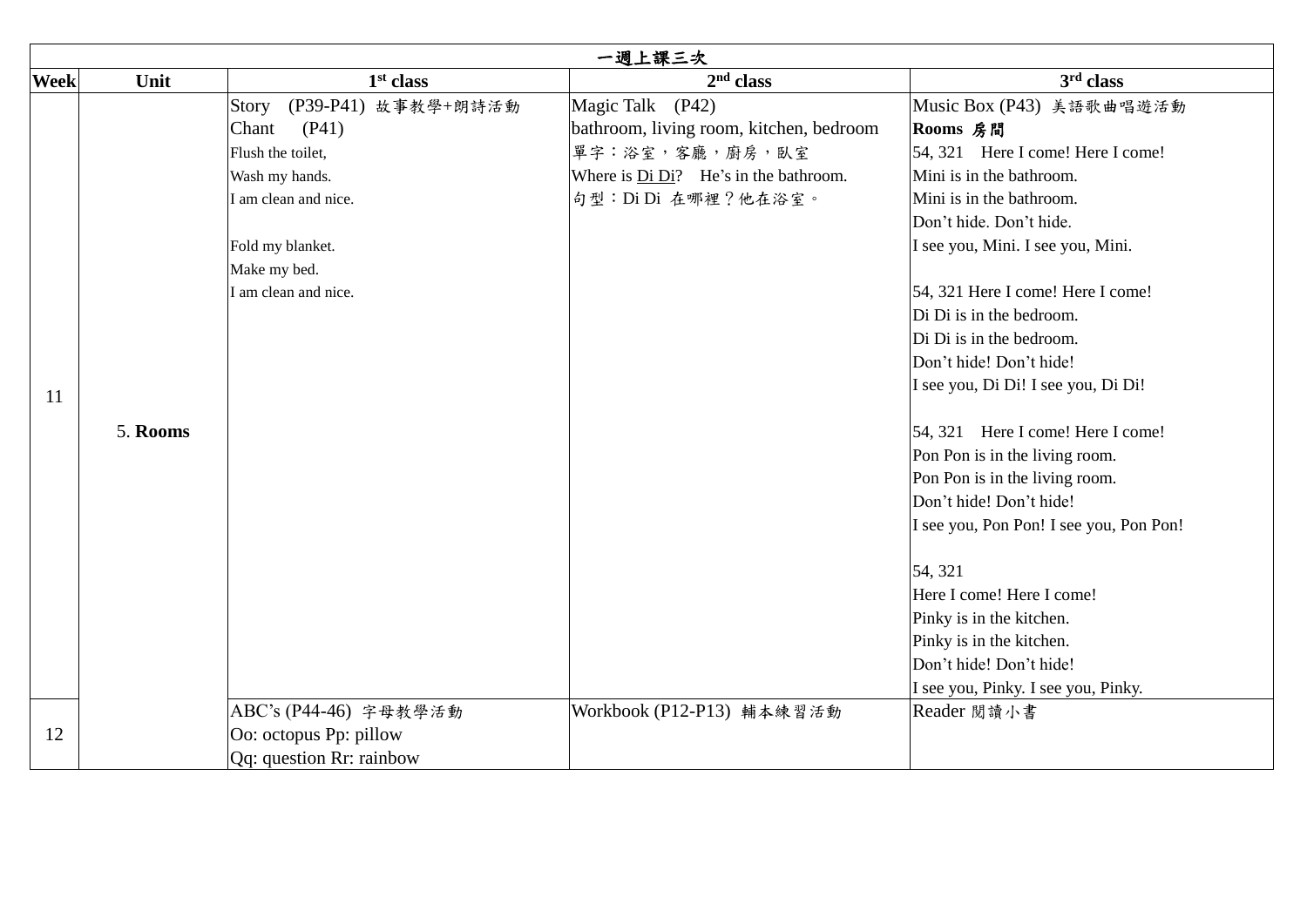| 一週上課三次 | | | | |
|---|---|---|---|---|
| **Week** | **Unit** | **1st class** | **2nd class** | **3rd class** |
| 11 | 5. **Rooms** | Story (P39-P41) 故事教學+朗詩活動<br>Chant (P41)<br>Flush the toilet,<br>Wash my hands.<br>I am clean and nice.<br><br>Fold my blanket.<br>Make my bed.<br>I am clean and nice. | Magic Talk (P42)<br>bathroom, living room, kitchen, bedroom<br>單字：浴室，客廳，廚房，臥室<br>Where is Di Di? He's in the bathroom.<br>句型：Di Di 在哪裡？他在浴室。 | Music Box (P43) 美語歌曲唱遊活動<br>**Rooms 房間**<br>54, 321 Here I come! Here I come!<br>Mini is in the bathroom.<br>Mini is in the bathroom.<br>Don't hide. Don't hide.<br>I see you, Mini. I see you, Mini.<br><br>54, 321 Here I come! Here I come!<br>Di Di is in the bedroom.<br>Di Di is in the bedroom.<br>Don't hide! Don't hide!<br>I see you, Di Di! I see you, Di Di!<br><br>54, 321 Here I come! Here I come!<br>Pon Pon is in the living room.<br>Pon Pon is in the living room.<br>Don't hide! Don't hide!<br>I see you, Pon Pon! I see you, Pon Pon!<br><br>54, 321<br>Here I come! Here I come!<br>Pinky is in the kitchen.<br>Pinky is in the kitchen.<br>Don't hide! Don't hide!<br>I see you, Pinky. I see you, Pinky. |
| 12 | | ABC's (P44-46) 字母教學活動<br>Oo: octopus Pp: pillow<br>Qq: question Rr: rainbow | Workbook (P12-P13) 輔本練習活動 | Reader 閱讀小書 |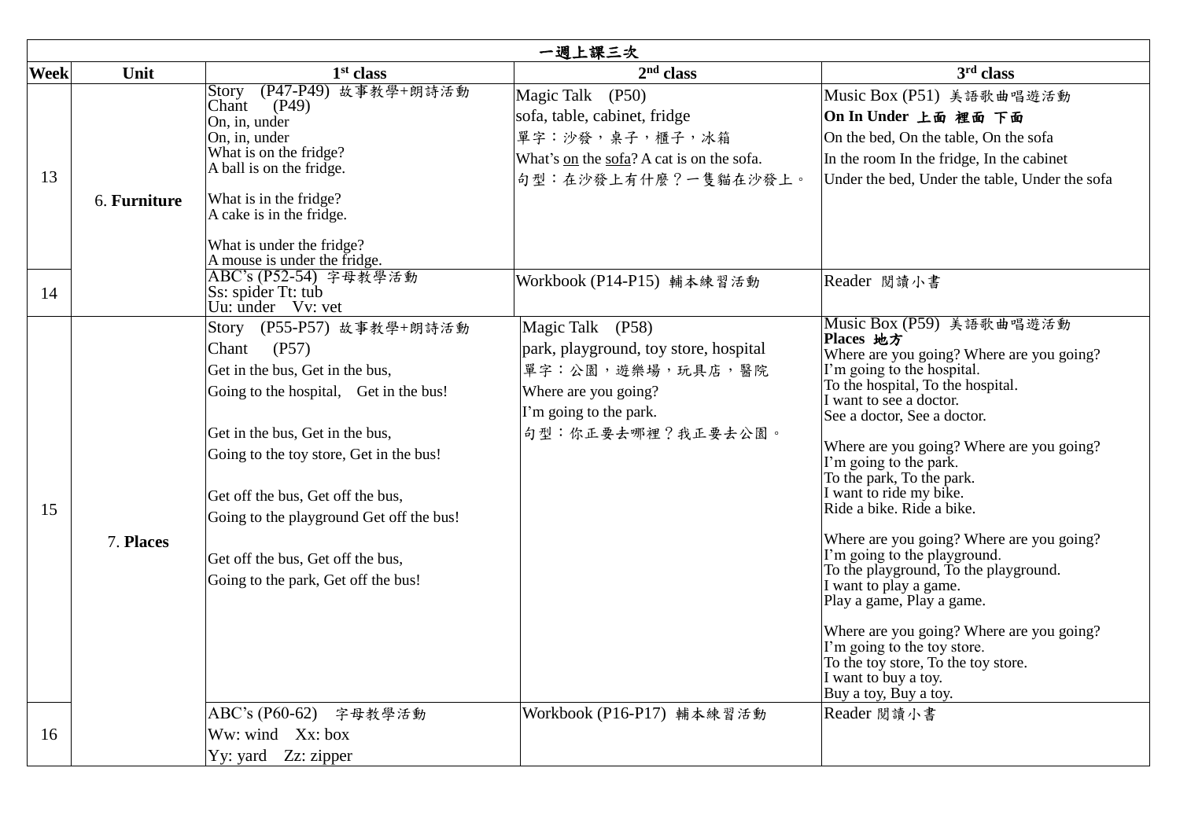| 一週上課三次 | | | | |
|---|---|---|---|---|
| **Week** | **Unit** | **1st class** | **2nd class** | **3rd class** |
| 13 | 6. **Furniture** | Story (P47-P49) 故事教學+朗詩活動<br>Chant (P49)<br>On, in, under<br>On, in, under<br>What is on the fridge?<br>A ball is on the fridge.<br><br>What is in the fridge?<br>A cake is in the fridge.<br><br>What is under the fridge?<br>A mouse is under the fridge. | Magic Talk (P50)<br>sofa, table, cabinet, fridge<br>單字：沙發，桌子，櫃子，冰箱<br>What's on the sofa? A cat is on the sofa.<br>句型：在沙發上有什麼？一隻貓在沙發上。 | Music Box (P51) 美語歌曲唱遊活動<br>**On In Under 上面 裡面 下面**<br>On the bed, On the table, On the sofa<br>In the room In the fridge, In the cabinet<br>Under the bed, Under the table, Under the sofa |
| 14 | | ABC's (P52-54) 字母教學活動<br>Ss: spider Tt: tub<br>Uu: under Vv: vet | Workbook (P14-P15) 輔本練習活動 | Reader 閱讀小書 |
| 15 | 7. **Places** | Story (P55-P57) 故事教學+朗詩活動<br>Chant (P57)<br>Get in the bus, Get in the bus,<br>Going to the hospital, Get in the bus!<br><br>Get in the bus, Get in the bus,<br>Going to the toy store, Get in the bus!<br><br>Get off the bus, Get off the bus,<br>Going to the playground Get off the bus!<br><br>Get off the bus, Get off the bus,<br>Going to the park, Get off the bus! | Magic Talk (P58)<br>park, playground, toy store, hospital<br>單字：公園，遊樂場，玩具店，醫院<br>Where are you going?<br>I'm going to the park.<br>句型：你正要去哪裡？我正要去公園。 | Music Box (P59) 美語歌曲唱遊活動<br>**Places 地方**<br>Where are you going? Where are you going?<br>I'm going to the hospital.<br>To the hospital, To the hospital.<br>I want to see a doctor.<br>See a doctor, See a doctor.<br><br>Where are you going? Where are you going?<br>I'm going to the park.<br>To the park, To the park.<br>I want to ride my bike.<br>Ride a bike. Ride a bike.<br><br>Where are you going? Where are you going?<br>I'm going to the playground.<br>To the playground, To the playground.<br>I want to play a game.<br>Play a game, Play a game.<br><br>Where are you going? Where are you going?<br>I'm going to the toy store.<br>To the toy store, To the toy store.<br>I want to buy a toy.<br>Buy a toy, Buy a toy. |
| 16 | | ABC's (P60-62) 字母教學活動<br>Ww: wind Xx: box<br>Yy: yard Zz: zipper | Workbook (P16-P17) 輔本練習活動 | Reader 閱讀小書 |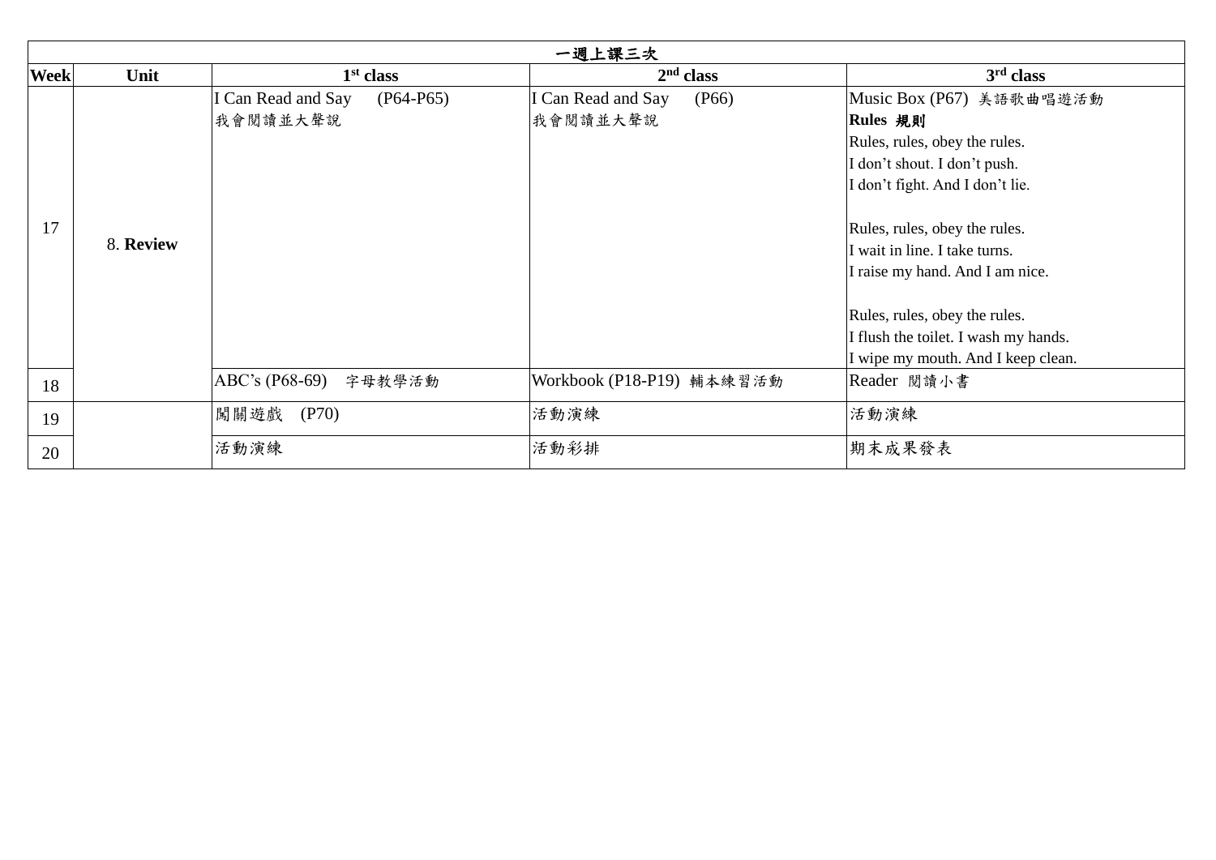| 一週上課三次 | | | | |
|---|---|---|---|---|
| **Week** | **Unit** | **1st class** | **2nd class** | **3rd class** |
| 17 | 8. **Review** | I Can Read and Say (P64-P65)<br>我會閱讀並大聲說 | I Can Read and Say (P66)<br>我會閱讀並大聲說 | Music Box (P67) 美語歌曲唱遊活動<br>**Rules 規則**<br>Rules, rules, obey the rules.<br>I don't shout. I don't push.<br>I don't fight. And I don't lie.<br><br>Rules, rules, obey the rules.<br>I wait in line. I take turns.<br>I raise my hand. And I am nice.<br><br>Rules, rules, obey the rules.<br>I flush the toilet. I wash my hands.<br>I wipe my mouth. And I keep clean. |
| 18 | | ABC's (P68-69) 字母教學活動 | Workbook (P18-P19) 輔本練習活動 | Reader 閱讀小書 |
| 19 | | 闖關遊戲 (P70) | 活動演練 | 活動演練 |
| 20 | | 活動演練 | 活動彩排 | 期末成果發表 |